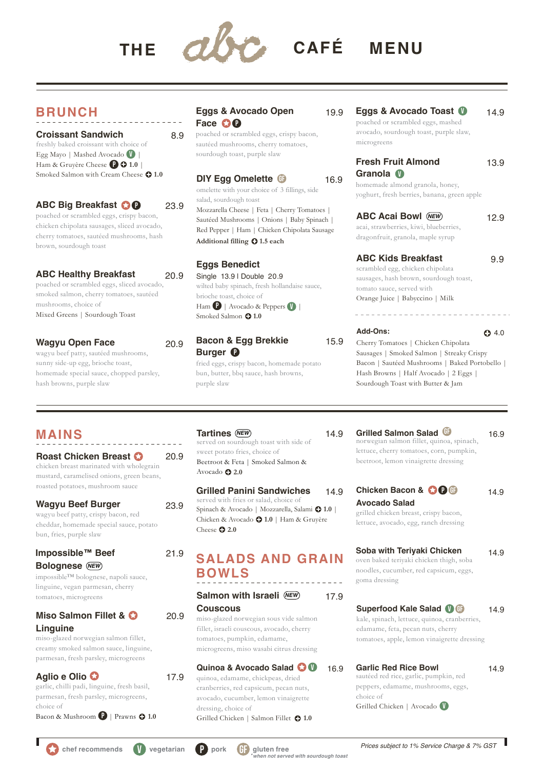# THE abc CAFÉ MENU

## BRUNCH

### Croissant Sandwich — 8.9
freshly baked croissant with choice of
Egg Mayo | Mashed Avocado (V) | Ham & Gruyère Cheese (P) ⊕ 1.0 | Smoked Salmon with Cream Cheese ⊕ 1.0

### ABC Big Breakfast (chef recommends) (P) — 23.9
poached or scrambled eggs, crispy bacon, chicken chipolata sausages, sliced avocado, cherry tomatoes, sautéed mushrooms, hash brown, sourdough toast

### ABC Healthy Breakfast — 20.9
poached or scrambled eggs, sliced avocado, smoked salmon, cherry tomatoes, sautéed mushrooms, choice of
Mixed Greens | Sourdough Toast

### Wagyu Open Face — 20.9
wagyu beef patty, sautéed mushrooms, sunny side-up egg, brioche toast, homemade special sauce, chopped parsley, hash browns, purple slaw

### Eggs & Avocado Open Face (chef recommends) (P) — 19.9
poached or scrambled eggs, crispy bacon, sautéed mushrooms, cherry tomatoes, sourdough toast, purple slaw

### DIY Egg Omelette (GF) — 16.9
omelette with your choice of 3 fillings, side salad, sourdough toast
Mozzarella Cheese | Feta | Cherry Tomatoes | Sautéed Mushrooms | Onions | Baby Spinach | Red Pepper | Ham | Chicken Chipolata Sausage
**Additional filling ⊕ 1.5 each**

### Eggs Benedict
Single 13.9 | Double 20.9
wilted baby spinach, fresh hollandaise sauce, brioche toast, choice of
Ham (P) | Avocado & Peppers (V) | Smoked Salmon ⊕ 1.0

### Bacon & Egg Brekkie Burger (P) — 15.9
fried eggs, crispy bacon, homemade potato bun, butter, bbq sauce, hash browns, purple slaw

### Eggs & Avocado Toast (V) — 14.9
poached or scrambled eggs, mashed avocado, sourdough toast, purple slaw, microgreens

### Fresh Fruit Almond Granola (V) — 13.9
homemade almond granola, honey, yoghurt, fresh berries, banana, green apple

### ABC Acai Bowl (NEW) — 12.9
acai, strawberries, kiwi, blueberries, dragonfruit, granola, maple syrup

### ABC Kids Breakfast — 9.9
scrambled egg, chicken chipolata sausages, hash brown, sourdough toast, tomato sauce, served with
Orange Juice | Babyccino | Milk

### Add-Ons: ⊕ 4.0
Cherry Tomatoes | Chicken Chipolata Sausages | Smoked Salmon | Streaky Crispy Bacon | Sautéed Mushrooms | Baked Portobello | Hash Browns | Half Avocado | 2 Eggs | Sourdough Toast with Butter & Jam

## MAINS

### Roast Chicken Breast (chef recommends) — 20.9
chicken breast marinated with wholegrain mustard, caramelised onions, green beans, roasted potatoes, mushroom sauce

### Wagyu Beef Burger — 23.9
wagyu beef patty, crispy bacon, red cheddar, homemade special sauce, potato bun, fries, purple slaw

### Impossible™ Beef Bolognese (NEW) — 21.9
impossible™ bolognese, napoli sauce, linguine, vegan parmesan, cherry tomatoes, microgreens

### Miso Salmon Fillet & Linguine (chef recommends) — 20.9
miso-glazed norwegian salmon fillet, creamy smoked salmon sauce, linguine, parmesan, fresh parsley, microgreens

### Aglio e Olio (chef recommends) — 17.9
garlic, chilli padi, linguine, fresh basil, parmesan, fresh parsley, microgreens, choice of
Bacon & Mushroom (P) | Prawns ⊕ 1.0

### Tartines (NEW) — 14.9
served on sourdough toast with side of sweet potato fries, choice of
Beetroot & Feta | Smoked Salmon & Avocado ⊕ 2.0

### Grilled Panini Sandwiches — 14.9
served with fries or salad, choice of
Spinach & Avocado | Mozzarella, Salami ⊕ 1.0 | Chicken & Avocado ⊕ 1.0 | Ham & Gruyère Cheese ⊕ 2.0

## SALADS AND GRAIN BOWLS

### Salmon with Israeli Couscous (NEW) — 17.9
miso-glazed norwegian sous vide salmon fillet, israeli couscous, avocado, cherry tomatoes, pumpkin, edamame, microgreens, miso wasabi citrus dressing

### Quinoa & Avocado Salad (chef recommends) (V) — 16.9
quinoa, edamame, chickpeas, dried cranberries, red capsicum, pecan nuts, avocado, cucumber, lemon vinaigrette dressing, choice of
Grilled Chicken | Salmon Fillet ⊕ 1.0

### Grilled Salmon Salad (GF) — 16.9
norwegian salmon fillet, quinoa, spinach, lettuce, cherry tomatoes, corn, pumpkin, beetroot, lemon vinaigrette dressing

### Chicken Bacon & Avocado Salad (chef recommends) (P) (GF) — 14.9
grilled chicken breast, crispy bacon, lettuce, avocado, egg, ranch dressing

### Soba with Teriyaki Chicken — 14.9
oven baked teriyaki chicken thigh, soba noodles, cucumber, red capsicum, eggs, goma dressing

### Superfood Kale Salad (V) (GF) — 14.9
kale, spinach, lettuce, quinoa, cranberries, edamame, feta, pecan nuts, cherry tomatoes, apple, lemon vinaigrette dressing

### Garlic Red Rice Bowl — 14.9
sautéed red rice, garlic, pumpkin, red peppers, edamame, mushrooms, eggs, choice of
Grilled Chicken | Avocado (V)

---

(chef recommends) chef recommends | (V) vegetarian | (P) pork | (GF) gluten free *when not served with sourdough toast

*Prices subject to 1% Service Charge & 7% GST*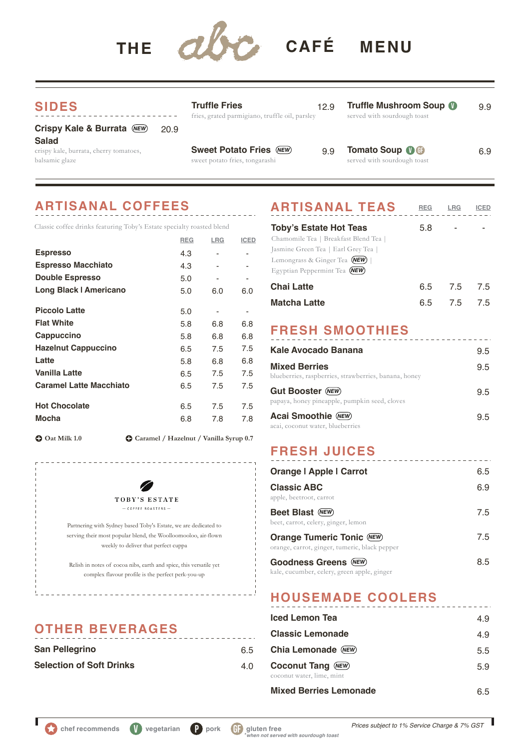# THE abc CAFÉ MENU

## SIDES

**Crispy Kale & Burrata Salad** *NEW* 20.9
crispy kale, burrata, cherry tomatoes, balsamic glaze

**Truffle Fries** 12.9
fries, grated parmigiano, truffle oil, parsley

**Sweet Potato Fries** *NEW* 9.9
sweet potato fries, tongarashi

**Truffle Mushroom Soup** (V) 9.9
served with sourdough toast

**Tomato Soup** (V) (GF) 6.9
served with sourdough toast

## ARTISANAL COFFEES

Classic coffee drinks featuring Toby's Estate specialty roasted blend

| | REG | LRG | ICED |
|---|---|---|---|
| **Espresso** | 4.3 | - | - |
| **Espresso Macchiato** | 4.3 | - | - |
| **Double Espresso** | 5.0 | - | - |
| **Long Black I Americano** | 5.0 | 6.0 | 6.0 |
| **Piccolo Latte** | 5.0 | - | - |
| **Flat White** | 5.8 | 6.8 | 6.8 |
| **Cappuccino** | 5.8 | 6.8 | 6.8 |
| **Hazelnut Cappuccino** | 6.5 | 7.5 | 7.5 |
| **Latte** | 5.8 | 6.8 | 6.8 |
| **Vanilla Latte** | 6.5 | 7.5 | 7.5 |
| **Caramel Latte Macchiato** | 6.5 | 7.5 | 7.5 |
| **Hot Chocolate** | 6.5 | 7.5 | 7.5 |
| **Mocha** | 6.8 | 7.8 | 7.8 |

+ Oat Milk 1.0
+ Caramel / Hazelnut / Vanilla Syrup 0.7

TOBY'S ESTATE
— COFFEE ROASTERS —

Partnering with Sydney based Toby's Estate, we are dedicated to serving their most popular blend, the Woolloomooloo, air-flown weekly to deliver that perfect cuppa

Relish in notes of cocoa nibs, earth and spice, this versatile yet complex flavour profile is the perfect perk-you-up

## ARTISANAL TEAS

| | REG | LRG | ICED |
|---|---|---|---|
| **Toby's Estate Hot Teas** | 5.8 | - | - |
| **Chai Latte** | 6.5 | 7.5 | 7.5 |
| **Matcha Latte** | 6.5 | 7.5 | 7.5 |

Toby's Estate Hot Teas: Chamomile Tea | Breakfast Blend Tea | Jasmine Green Tea | Earl Grey Tea | Lemongrass & Ginger Tea *NEW* | Egyptian Peppermint Tea *NEW*

## FRESH SMOOTHIES

**Kale Avocado Banana** 9.5

**Mixed Berries** 9.5
blueberries, raspberries, strawberries, banana, honey

**Gut Booster** *NEW* 9.5
papaya, honey pineapple, pumpkin seed, cloves

**Acai Smoothie** *NEW* 9.5
acai, coconut water, blueberries

## FRESH JUICES

**Orange I Apple I Carrot** 6.5

**Classic ABC** 6.9
apple, beetroot, carrot

**Beet Blast** *NEW* 7.5
beet, carrot, celery, ginger, lemon

**Orange Tumeric Tonic** *NEW* 7.5
orange, carrot, ginger, tumeric, black pepper

**Goodness Greens** *NEW* 8.5
kale, cucumber, celery, green apple, ginger

## HOUSEMADE COOLERS

**Iced Lemon Tea** 4.9

**Classic Lemonade** 4.9

**Chia Lemonade** *NEW* 5.5

**Coconut Tang** *NEW* 5.9
coconut water, lime, mint

**Mixed Berries Lemonade** 6.5

## OTHER BEVERAGES

**San Pellegrino** 6.5

**Selection of Soft Drinks** 4.0

chef recommends | (V) vegetarian | (P) pork | (GF) gluten free *when not served with sourdough toast

*Prices subject to 1% Service Charge & 7% GST*